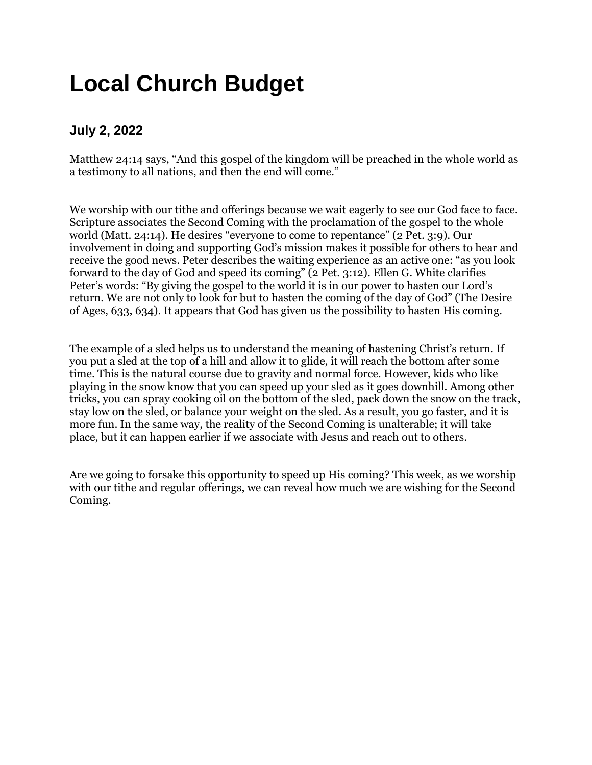# Local Church Budget

### July 2, 2022

Matthew 24:14 says, “And this gospel of the kingdom will be preached in the whole world as a testimony to all nations, and then the end will come.”

We worship with our tithe and offerings because we wait eagerly to see our God face to face. Scripture associates the Second Coming with the proclamation of the gospel to the whole world (Matt. 24:14). He desires “everyone to come to repentance” (2 Pet. 3:9). Our involvement in doing and supporting God’s mission makes it possible for others to hear and receive the good news. Peter describes the waiting experience as an active one: “as you look forward to the day of God and speed its coming” (2 Pet. 3:12). Ellen G. White clarifies Peter’s words: “By giving the gospel to the world it is in our power to hasten our Lord’s return. We are not only to look for but to hasten the coming of the day of God” (The Desire of Ages, 633, 634). It appears that God has given us the possibility to hasten His coming.

The example of a sled helps us to understand the meaning of hastening Christ’s return. If you put a sled at the top of a hill and allow it to glide, it will reach the bottom after some time. This is the natural course due to gravity and normal force. However, kids who like playing in the snow know that you can speed up your sled as it goes downhill. Among other tricks, you can spray cooking oil on the bottom of the sled, pack down the snow on the track, stay low on the sled, or balance your weight on the sled. As a result, you go faster, and it is more fun. In the same way, the reality of the Second Coming is unalterable; it will take place, but it can happen earlier if we associate with Jesus and reach out to others.

Are we going to forsake this opportunity to speed up His coming? This week, as we worship with our tithe and regular offerings, we can reveal how much we are wishing for the Second Coming.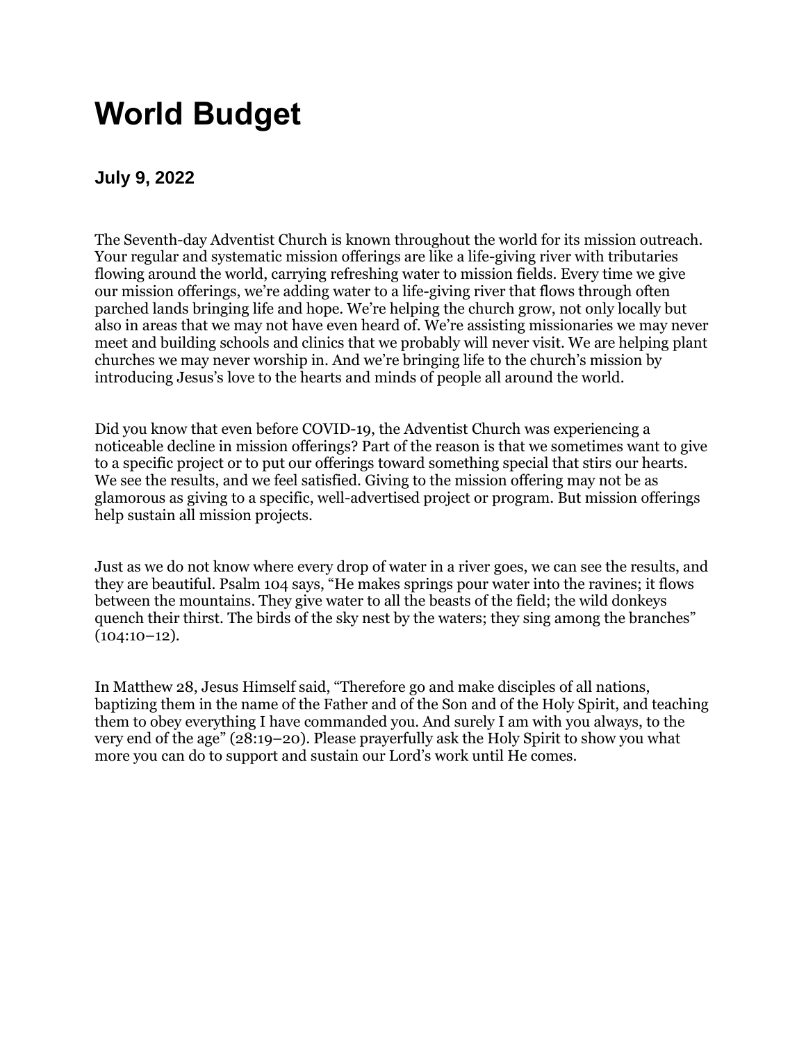# World Budget

### July 9, 2022

The Seventh-day Adventist Church is known throughout the world for its mission outreach. Your regular and systematic mission offerings are like a life-giving river with tributaries flowing around the world, carrying refreshing water to mission fields. Every time we give our mission offerings, we're adding water to a life-giving river that flows through often parched lands bringing life and hope. We're helping the church grow, not only locally but also in areas that we may not have even heard of. We're assisting missionaries we may never meet and building schools and clinics that we probably will never visit. We are helping plant churches we may never worship in. And we're bringing life to the church's mission by introducing Jesus's love to the hearts and minds of people all around the world.

Did you know that even before COVID-19, the Adventist Church was experiencing a noticeable decline in mission offerings? Part of the reason is that we sometimes want to give to a specific project or to put our offerings toward something special that stirs our hearts. We see the results, and we feel satisfied. Giving to the mission offering may not be as glamorous as giving to a specific, well-advertised project or program. But mission offerings help sustain all mission projects.

Just as we do not know where every drop of water in a river goes, we can see the results, and they are beautiful. Psalm 104 says, "He makes springs pour water into the ravines; it flows between the mountains. They give water to all the beasts of the field; the wild donkeys quench their thirst. The birds of the sky nest by the waters; they sing among the branches" (104:10–12).

In Matthew 28, Jesus Himself said, "Therefore go and make disciples of all nations, baptizing them in the name of the Father and of the Son and of the Holy Spirit, and teaching them to obey everything I have commanded you. And surely I am with you always, to the very end of the age" (28:19–20). Please prayerfully ask the Holy Spirit to show you what more you can do to support and sustain our Lord's work until He comes.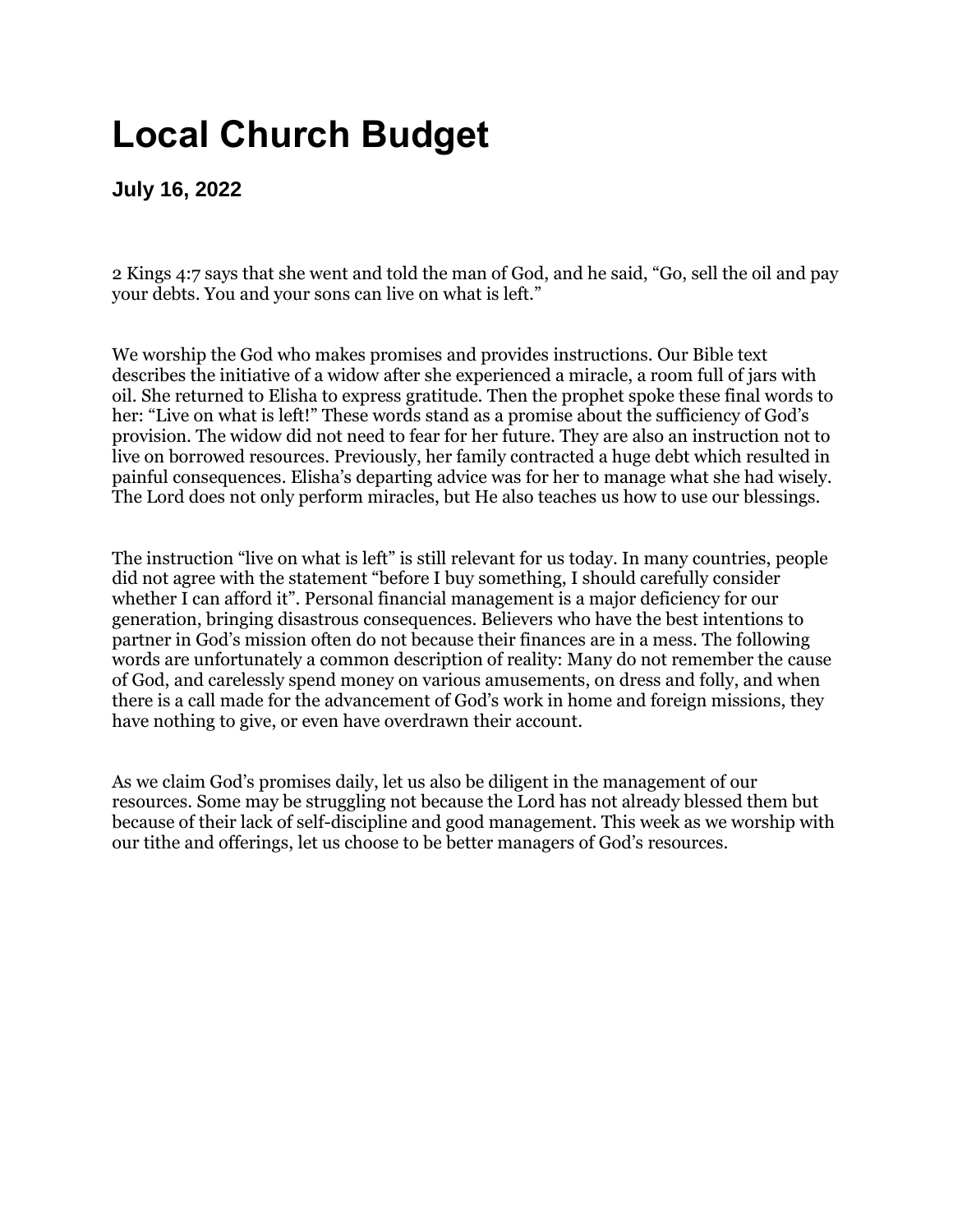# Local Church Budget

### July 16, 2022

2 Kings 4:7 says that she went and told the man of God, and he said, "Go, sell the oil and pay your debts. You and your sons can live on what is left."

We worship the God who makes promises and provides instructions. Our Bible text describes the initiative of a widow after she experienced a miracle, a room full of jars with oil. She returned to Elisha to express gratitude. Then the prophet spoke these final words to her: "Live on what is left!" These words stand as a promise about the sufficiency of God's provision. The widow did not need to fear for her future. They are also an instruction not to live on borrowed resources. Previously, her family contracted a huge debt which resulted in painful consequences. Elisha's departing advice was for her to manage what she had wisely. The Lord does not only perform miracles, but He also teaches us how to use our blessings.

The instruction "live on what is left" is still relevant for us today. In many countries, people did not agree with the statement "before I buy something, I should carefully consider whether I can afford it". Personal financial management is a major deficiency for our generation, bringing disastrous consequences. Believers who have the best intentions to partner in God's mission often do not because their finances are in a mess. The following words are unfortunately a common description of reality: Many do not remember the cause of God, and carelessly spend money on various amusements, on dress and folly, and when there is a call made for the advancement of God's work in home and foreign missions, they have nothing to give, or even have overdrawn their account.

As we claim God's promises daily, let us also be diligent in the management of our resources. Some may be struggling not because the Lord has not already blessed them but because of their lack of self-discipline and good management. This week as we worship with our tithe and offerings, let us choose to be better managers of God's resources.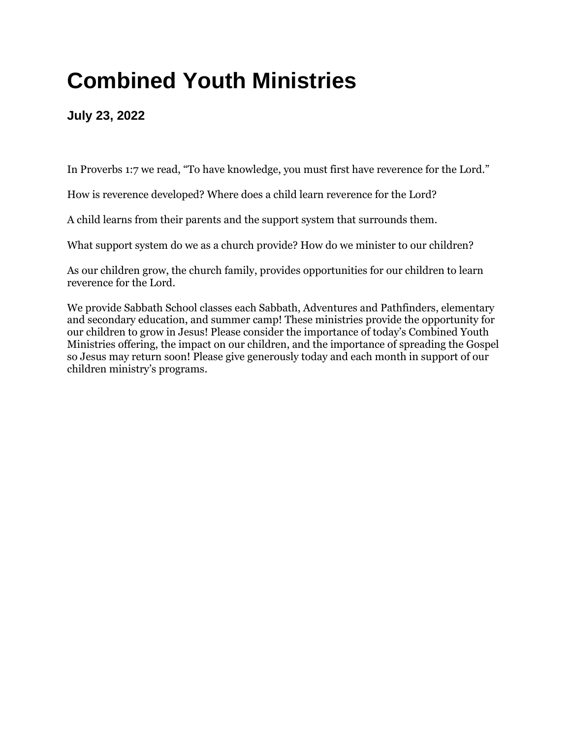# Combined Youth Ministries

### July 23, 2022

In Proverbs 1:7 we read, “To have knowledge, you must first have reverence for the Lord.”

How is reverence developed? Where does a child learn reverence for the Lord?

A child learns from their parents and the support system that surrounds them.

What support system do we as a church provide? How do we minister to our children?

As our children grow, the church family, provides opportunities for our children to learn reverence for the Lord.

We provide Sabbath School classes each Sabbath, Adventures and Pathfinders, elementary and secondary education, and summer camp! These ministries provide the opportunity for our children to grow in Jesus! Please consider the importance of today’s Combined Youth Ministries offering, the impact on our children, and the importance of spreading the Gospel so Jesus may return soon! Please give generously today and each month in support of our children ministry’s programs.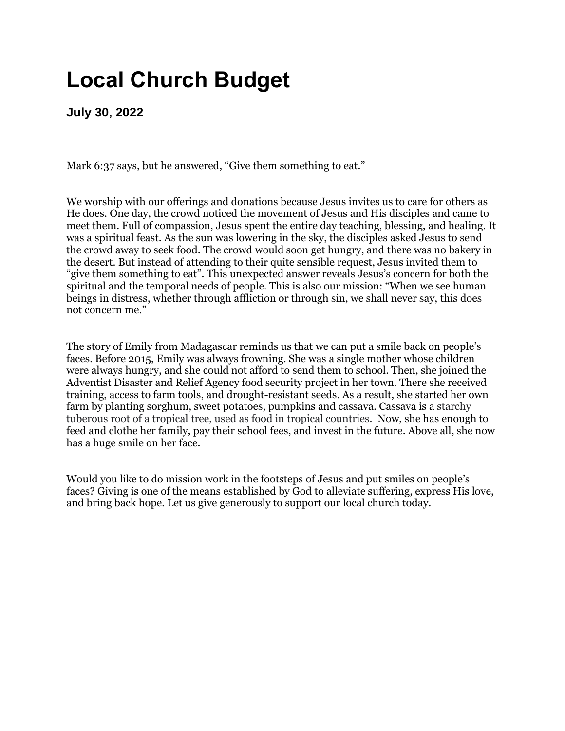# Local Church Budget

### July 30, 2022

Mark 6:37 says, but he answered, "Give them something to eat."

We worship with our offerings and donations because Jesus invites us to care for others as He does. One day, the crowd noticed the movement of Jesus and His disciples and came to meet them. Full of compassion, Jesus spent the entire day teaching, blessing, and healing. It was a spiritual feast. As the sun was lowering in the sky, the disciples asked Jesus to send the crowd away to seek food. The crowd would soon get hungry, and there was no bakery in the desert. But instead of attending to their quite sensible request, Jesus invited them to "give them something to eat". This unexpected answer reveals Jesus's concern for both the spiritual and the temporal needs of people. This is also our mission: "When we see human beings in distress, whether through affliction or through sin, we shall never say, this does not concern me."

The story of Emily from Madagascar reminds us that we can put a smile back on people's faces. Before 2015, Emily was always frowning. She was a single mother whose children were always hungry, and she could not afford to send them to school. Then, she joined the Adventist Disaster and Relief Agency food security project in her town. There she received training, access to farm tools, and drought-resistant seeds. As a result, she started her own farm by planting sorghum, sweet potatoes, pumpkins and cassava. Cassava is a starchy tuberous root of a tropical tree, used as food in tropical countries. Now, she has enough to feed and clothe her family, pay their school fees, and invest in the future. Above all, she now has a huge smile on her face.

Would you like to do mission work in the footsteps of Jesus and put smiles on people's faces? Giving is one of the means established by God to alleviate suffering, express His love, and bring back hope. Let us give generously to support our local church today.